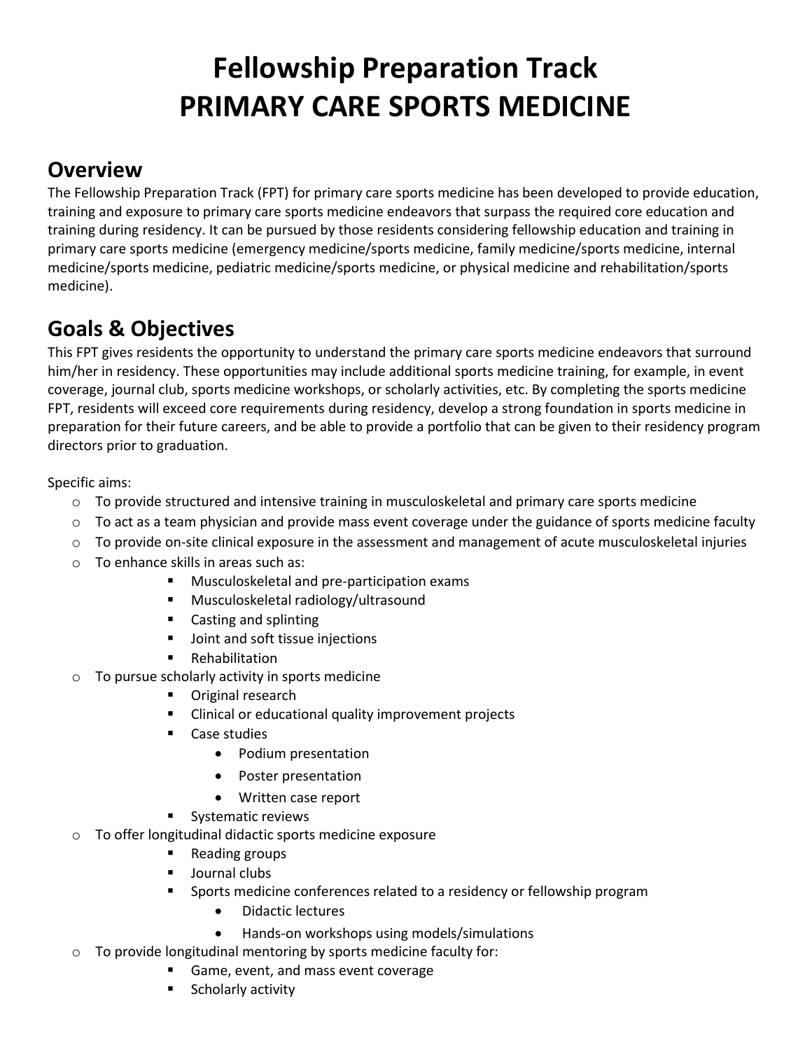# Fellowship Preparation Track
# PRIMARY CARE SPORTS MEDICINE

## Overview

The Fellowship Preparation Track (FPT) for primary care sports medicine has been developed to provide education, training and exposure to primary care sports medicine endeavors that surpass the required core education and training during residency. It can be pursued by those residents considering fellowship education and training in primary care sports medicine (emergency medicine/sports medicine, family medicine/sports medicine, internal medicine/sports medicine, pediatric medicine/sports medicine, or physical medicine and rehabilitation/sports medicine).

## Goals & Objectives

This FPT gives residents the opportunity to understand the primary care sports medicine endeavors that surround him/her in residency. These opportunities may include additional sports medicine training, for example, in event coverage, journal club, sports medicine workshops, or scholarly activities, etc. By completing the sports medicine FPT, residents will exceed core requirements during residency, develop a strong foundation in sports medicine in preparation for their future careers, and be able to provide a portfolio that can be given to their residency program directors prior to graduation.

Specific aims:

- To provide structured and intensive training in musculoskeletal and primary care sports medicine
- To act as a team physician and provide mass event coverage under the guidance of sports medicine faculty
- To provide on-site clinical exposure in the assessment and management of acute musculoskeletal injuries
- To enhance skills in areas such as:
  - Musculoskeletal and pre-participation exams
  - Musculoskeletal radiology/ultrasound
  - Casting and splinting
  - Joint and soft tissue injections
  - Rehabilitation
- To pursue scholarly activity in sports medicine
  - Original research
  - Clinical or educational quality improvement projects
  - Case studies
    - Podium presentation
    - Poster presentation
    - Written case report
  - Systematic reviews
- To offer longitudinal didactic sports medicine exposure
  - Reading groups
  - Journal clubs
  - Sports medicine conferences related to a residency or fellowship program
    - Didactic lectures
    - Hands-on workshops using models/simulations
- To provide longitudinal mentoring by sports medicine faculty for:
  - Game, event, and mass event coverage
  - Scholarly activity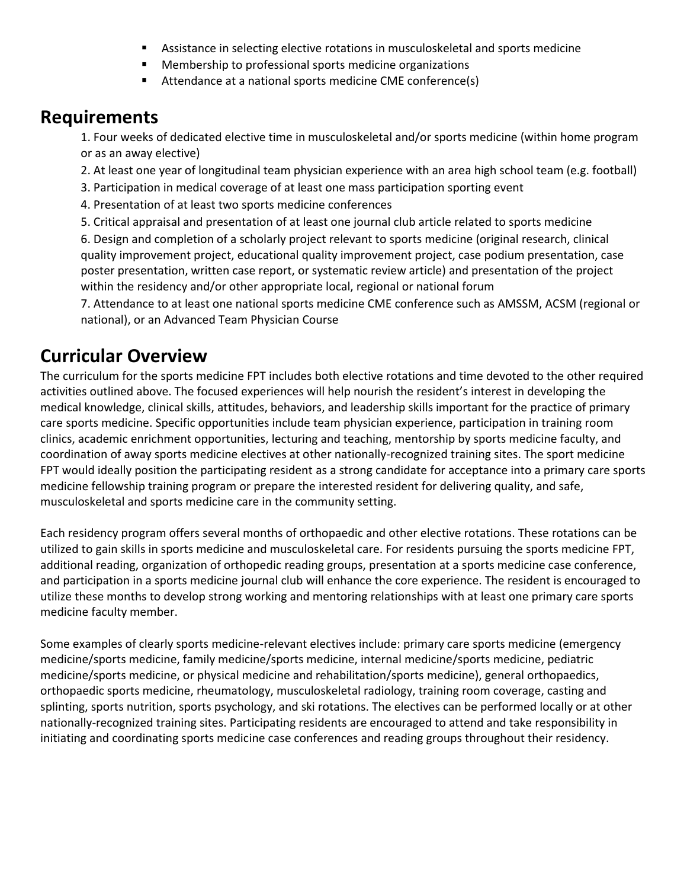- Assistance in selecting elective rotations in musculoskeletal and sports medicine
- Membership to professional sports medicine organizations
- Attendance at a national sports medicine CME conference(s)

## Requirements

1. Four weeks of dedicated elective time in musculoskeletal and/or sports medicine (within home program or as an away elective)
2. At least one year of longitudinal team physician experience with an area high school team (e.g. football)
3. Participation in medical coverage of at least one mass participation sporting event
4. Presentation of at least two sports medicine conferences
5. Critical appraisal and presentation of at least one journal club article related to sports medicine
6. Design and completion of a scholarly project relevant to sports medicine (original research, clinical quality improvement project, educational quality improvement project, case podium presentation, case poster presentation, written case report, or systematic review article) and presentation of the project within the residency and/or other appropriate local, regional or national forum
7. Attendance to at least one national sports medicine CME conference such as AMSSM, ACSM (regional or national), or an Advanced Team Physician Course

## Curricular Overview

The curriculum for the sports medicine FPT includes both elective rotations and time devoted to the other required activities outlined above. The focused experiences will help nourish the resident's interest in developing the medical knowledge, clinical skills, attitudes, behaviors, and leadership skills important for the practice of primary care sports medicine. Specific opportunities include team physician experience, participation in training room clinics, academic enrichment opportunities, lecturing and teaching, mentorship by sports medicine faculty, and coordination of away sports medicine electives at other nationally-recognized training sites. The sport medicine FPT would ideally position the participating resident as a strong candidate for acceptance into a primary care sports medicine fellowship training program or prepare the interested resident for delivering quality, and safe, musculoskeletal and sports medicine care in the community setting.

Each residency program offers several months of orthopaedic and other elective rotations. These rotations can be utilized to gain skills in sports medicine and musculoskeletal care. For residents pursuing the sports medicine FPT, additional reading, organization of orthopedic reading groups, presentation at a sports medicine case conference, and participation in a sports medicine journal club will enhance the core experience. The resident is encouraged to utilize these months to develop strong working and mentoring relationships with at least one primary care sports medicine faculty member.

Some examples of clearly sports medicine-relevant electives include: primary care sports medicine (emergency medicine/sports medicine, family medicine/sports medicine, internal medicine/sports medicine, pediatric medicine/sports medicine, or physical medicine and rehabilitation/sports medicine), general orthopaedics, orthopaedic sports medicine, rheumatology, musculoskeletal radiology, training room coverage, casting and splinting, sports nutrition, sports psychology, and ski rotations. The electives can be performed locally or at other nationally-recognized training sites. Participating residents are encouraged to attend and take responsibility in initiating and coordinating sports medicine case conferences and reading groups throughout their residency.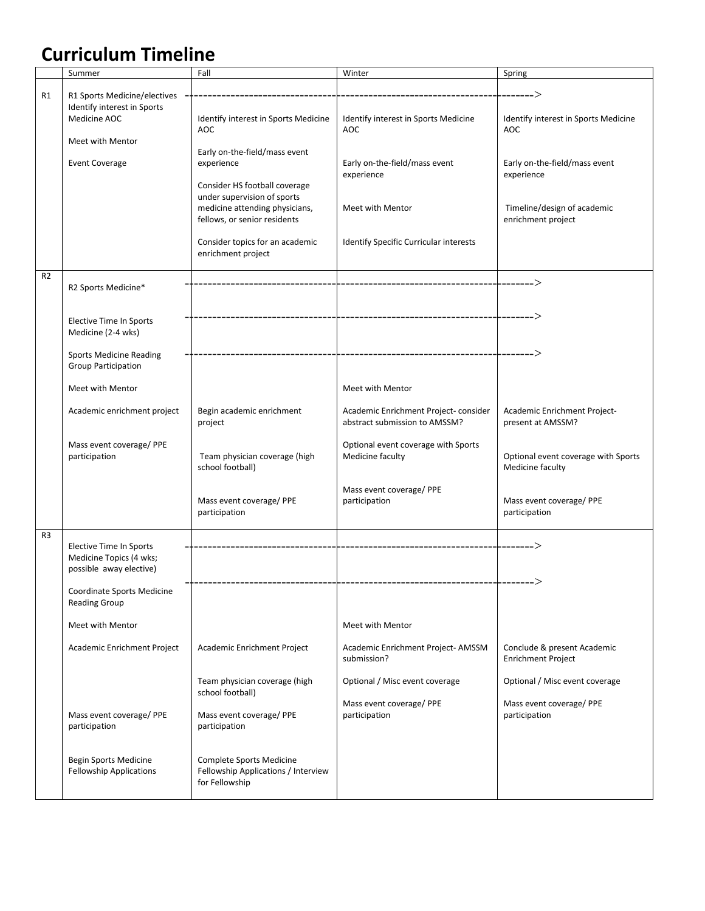# Curriculum Timeline

| | Summer | Fall | Winter | Spring |
|---|---|---|---|---|
| R1 | R1 Sports Medicine/electives | -------------------------------- | -------------------------------- | -------> |
| | Identify interest in Sports Medicine AOC | Identify interest in Sports Medicine AOC | Identify interest in Sports Medicine AOC | Identify interest in Sports Medicine AOC |
| | Meet with Mentor | Early on-the-field/mass event experience | Early on-the-field/mass event experience | Early on-the-field/mass event experience |
| | Event Coverage | Consider HS football coverage under supervision of sports medicine attending physicians, fellows, or senior residents | Meet with Mentor | Timeline/design of academic enrichment project |
| | | Consider topics for an academic enrichment project | Identify Specific Curricular interests | |
| R2 | R2 Sports Medicine* | -------------------------------- | -------------------------------- | -------> |
| | Elective Time In Sports Medicine (2-4 wks) | -------------------------------- | -------------------------------- | -------> |
| | Sports Medicine Reading Group Participation | -------------------------------- | -------------------------------- | -------> |
| | Meet with Mentor | | Meet with Mentor | |
| | Academic enrichment project | Begin academic enrichment project | Academic Enrichment Project- consider abstract submission to AMSSM? | Academic Enrichment Project- present at AMSSM? |
| | Mass event coverage/ PPE participation | Team physician coverage (high school football) | Optional event coverage with Sports Medicine faculty | Optional event coverage with Sports Medicine faculty |
| | | Mass event coverage/ PPE participation | Mass event coverage/ PPE participation | Mass event coverage/ PPE participation |
| R3 | Elective Time In Sports Medicine Topics (4 wks; possible away elective) | -------------------------------- | -------------------------------- | -------> |
| | Coordinate Sports Medicine Reading Group | -------------------------------- | -------------------------------- | -------> |
| | Meet with Mentor | | Meet with Mentor | |
| | Academic Enrichment Project | Academic Enrichment Project | Academic Enrichment Project- AMSSM submission? | Conclude & present Academic Enrichment Project |
| | | Team physician coverage (high school football) | Optional / Misc event coverage | Optional / Misc event coverage |
| | Mass event coverage/ PPE participation | Mass event coverage/ PPE participation | Mass event coverage/ PPE participation | Mass event coverage/ PPE participation |
| | Begin Sports Medicine Fellowship Applications | Complete Sports Medicine Fellowship Applications / Interview for Fellowship | | |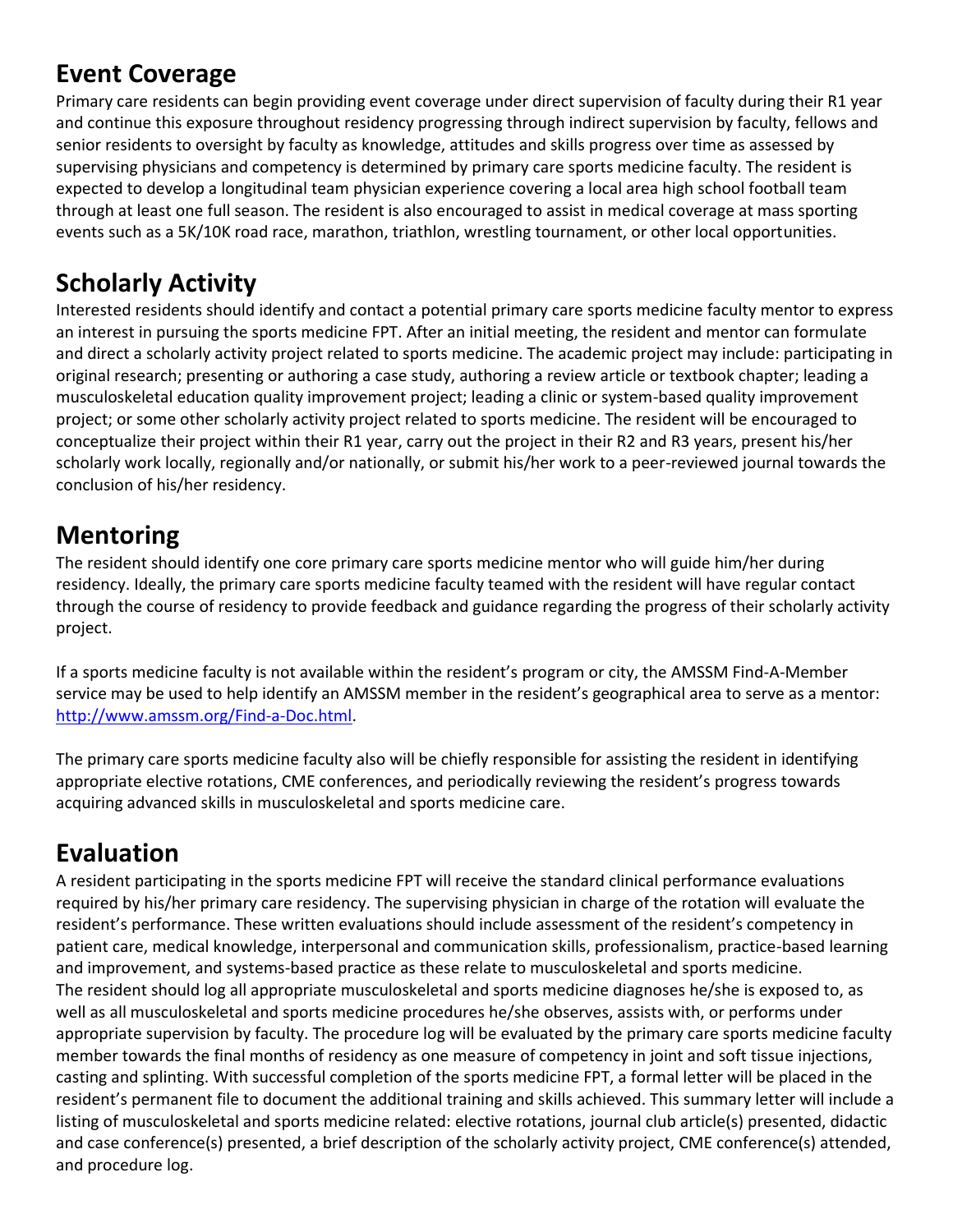## Event Coverage

Primary care residents can begin providing event coverage under direct supervision of faculty during their R1 year and continue this exposure throughout residency progressing through indirect supervision by faculty, fellows and senior residents to oversight by faculty as knowledge, attitudes and skills progress over time as assessed by supervising physicians and competency is determined by primary care sports medicine faculty. The resident is expected to develop a longitudinal team physician experience covering a local area high school football team through at least one full season. The resident is also encouraged to assist in medical coverage at mass sporting events such as a 5K/10K road race, marathon, triathlon, wrestling tournament, or other local opportunities.

## Scholarly Activity

Interested residents should identify and contact a potential primary care sports medicine faculty mentor to express an interest in pursuing the sports medicine FPT. After an initial meeting, the resident and mentor can formulate and direct a scholarly activity project related to sports medicine. The academic project may include: participating in original research; presenting or authoring a case study, authoring a review article or textbook chapter; leading a musculoskeletal education quality improvement project; leading a clinic or system-based quality improvement project; or some other scholarly activity project related to sports medicine. The resident will be encouraged to conceptualize their project within their R1 year, carry out the project in their R2 and R3 years, present his/her scholarly work locally, regionally and/or nationally, or submit his/her work to a peer-reviewed journal towards the conclusion of his/her residency.

## Mentoring

The resident should identify one core primary care sports medicine mentor who will guide him/her during residency. Ideally, the primary care sports medicine faculty teamed with the resident will have regular contact through the course of residency to provide feedback and guidance regarding the progress of their scholarly activity project.

If a sports medicine faculty is not available within the resident's program or city, the AMSSM Find-A-Member service may be used to help identify an AMSSM member in the resident's geographical area to serve as a mentor: [http://www.amssm.org/Find-a-Doc.html](http://www.amssm.org/Find-a-Doc.html).

The primary care sports medicine faculty also will be chiefly responsible for assisting the resident in identifying appropriate elective rotations, CME conferences, and periodically reviewing the resident's progress towards acquiring advanced skills in musculoskeletal and sports medicine care.

## Evaluation

A resident participating in the sports medicine FPT will receive the standard clinical performance evaluations required by his/her primary care residency. The supervising physician in charge of the rotation will evaluate the resident's performance. These written evaluations should include assessment of the resident's competency in patient care, medical knowledge, interpersonal and communication skills, professionalism, practice-based learning and improvement, and systems-based practice as these relate to musculoskeletal and sports medicine.
The resident should log all appropriate musculoskeletal and sports medicine diagnoses he/she is exposed to, as well as all musculoskeletal and sports medicine procedures he/she observes, assists with, or performs under appropriate supervision by faculty. The procedure log will be evaluated by the primary care sports medicine faculty member towards the final months of residency as one measure of competency in joint and soft tissue injections, casting and splinting. With successful completion of the sports medicine FPT, a formal letter will be placed in the resident's permanent file to document the additional training and skills achieved. This summary letter will include a listing of musculoskeletal and sports medicine related: elective rotations, journal club article(s) presented, didactic and case conference(s) presented, a brief description of the scholarly activity project, CME conference(s) attended, and procedure log.